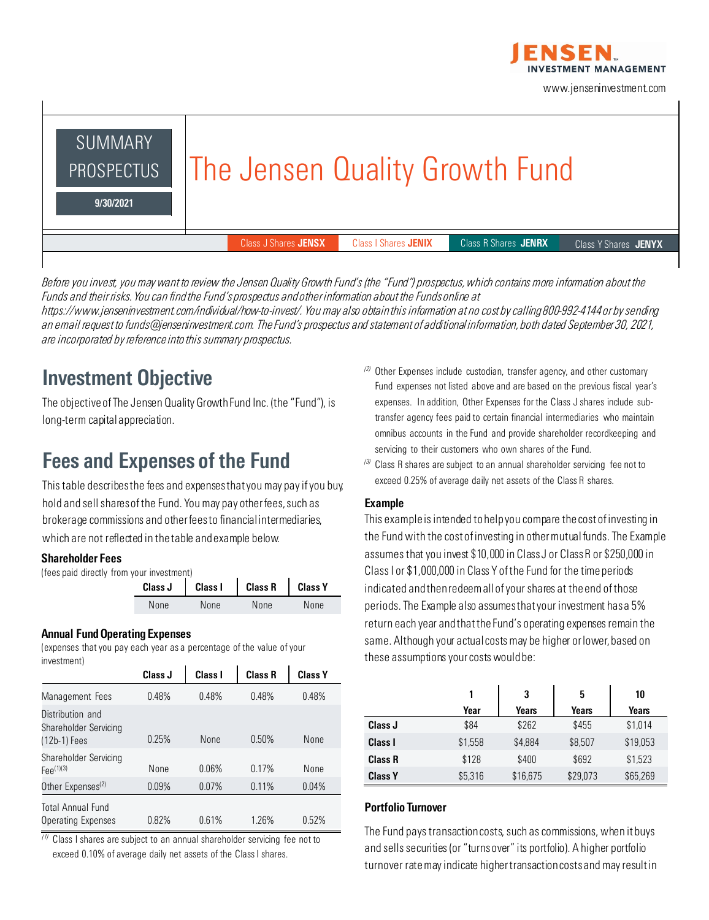JENSEN INVESTMENT MANAGEMENT

www.jenseninvestment.com

SUMMARY PROSPECTUS

9/30/2021

# The Jensen Quality Growth Fund

Class J Shares **JENSX** | Class I Shares **JENIX** | Class R Shares **JENRX** | Class Y Shares **JENYX**

*Before you invest, you may want to review the Jensen Quality Growth Fund's (the "Fund") prospectus, which contains more information about the Funds and their risks. You can find the Fund's prospectus and other information about the Funds online at https://www.jenseninvestment.com/individual/how-to-invest/. You may also obtain this information at no cost by calling 800-992-4144 or by sending an email request to funds@jenseninvestment.com. The Fund's prospectus and statement of additional information, both dated September 30, 2021, are incorporated by reference into this summary prospectus.*

## Investment Objective

The objective of The Jensen Quality Growth Fund Inc. (the "Fund"), is long-term capital appreciation.

## Fees and Expenses of the Fund

This table describes the fees and expenses that you may pay if you buy, hold and sell shares of the Fund. You may pay other fees, such as brokerage commissions and other fees to financial intermediaries, which are not reflected in the table and example below.

### Shareholder Fees

(fees paid directly from your investment)

| Class J | Class I | Class R | Class Y |
|---|---|---|---|
| None | None | None | None |

### Annual Fund Operating Expenses

(expenses that you pay each year as a percentage of the value of your investment)

| | Class J | Class I | Class R | Class Y |
|---|---|---|---|---|
| Management Fees | 0.48% | 0.48% | 0.48% | 0.48% |
| Distribution and Shareholder Servicing (12b-1) Fees | 0.25% | None | 0.50% | None |
| Shareholder Servicing Fee[1][3] | None | 0.06% | 0.17% | None |
| Other Expenses[2] | 0.09% | 0.07% | 0.11% | 0.04% |
| Total Annual Fund Operating Expenses | 0.82% | 0.61% | 1.26% | 0.52% |

(1) Class I shares are subject to an annual shareholder servicing fee not to exceed 0.10% of average daily net assets of the Class I shares.

(2) Other Expenses include custodian, transfer agency, and other customary Fund expenses not listed above and are based on the previous fiscal year's expenses. In addition, Other Expenses for the Class J shares include sub-transfer agency fees paid to certain financial intermediaries who maintain omnibus accounts in the Fund and provide shareholder recordkeeping and servicing to their customers who own shares of the Fund.

(3) Class R shares are subject to an annual shareholder servicing fee not to exceed 0.25% of average daily net assets of the Class R shares.

### Example

This example is intended to help you compare the cost of investing in the Fund with the cost of investing in other mutual funds. The Example assumes that you invest $10,000 in Class J or Class R or $250,000 in Class I or $1,000,000 in Class Y of the Fund for the time periods indicated and then redeem all of your shares at the end of those periods. The Example also assumes that your investment has a 5% return each year and that the Fund's operating expenses remain the same. Although your actual costs may be higher or lower, based on these assumptions your costs would be:

| | 1 Year | 3 Years | 5 Years | 10 Years |
|---|---|---|---|---|
| **Class J** | $84 | $262 | $455 | $1,014 |
| **Class I** | $1,558 | $4,884 | $8,507 | $19,053 |
| **Class R** | $128 | $400 | $692 | $1,523 |
| **Class Y** | $5,316 | $16,675 | $29,073 | $65,269 |

### Portfolio Turnover

The Fund pays transaction costs, such as commissions, when it buys and sells securities (or "turns over" its portfolio). A higher portfolio turnover rate may indicate higher transaction costs and may result in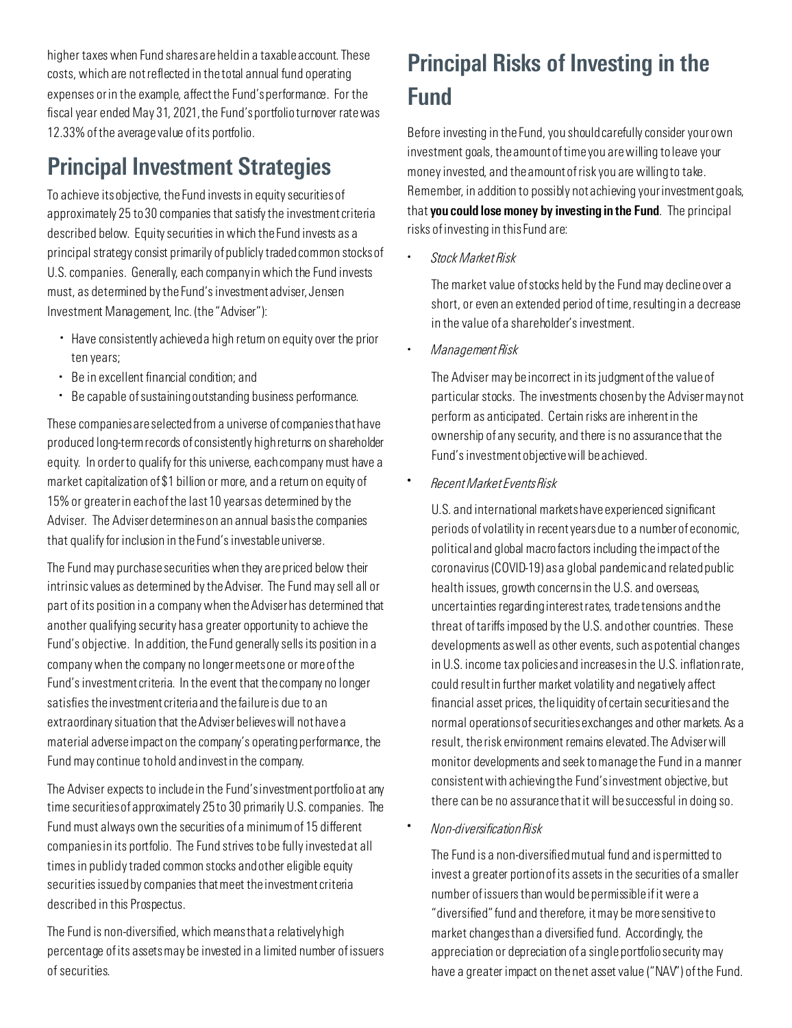higher taxes when Fund shares are held in a taxable account. These costs, which are not reflected in the total annual fund operating expenses or in the example, affect the Fund's performance. For the fiscal year ended May 31, 2021, the Fund's portfolio turnover rate was 12.33% of the average value of its portfolio.

## Principal Investment Strategies

To achieve its objective, the Fund invests in equity securities of approximately 25 to 30 companies that satisfy the investment criteria described below. Equity securities in which the Fund invests as a principal strategy consist primarily of publicly traded common stocks of U.S. companies. Generally, each company in which the Fund invests must, as determined by the Fund's investment adviser, Jensen Investment Management, Inc. (the "Adviser"):

- Have consistently achieved a high return on equity over the prior ten years;
- Be in excellent financial condition; and
- Be capable of sustaining outstanding business performance.

These companies are selected from a universe of companies that have produced long-term records of consistently high returns on shareholder equity. In order to qualify for this universe, each company must have a market capitalization of $1 billion or more, and a return on equity of 15% or greater in each of the last 10 years as determined by the Adviser. The Adviser determines on an annual basis the companies that qualify for inclusion in the Fund's investable universe.

The Fund may purchase securities when they are priced below their intrinsic values as determined by the Adviser. The Fund may sell all or part of its position in a company when the Adviser has determined that another qualifying security has a greater opportunity to achieve the Fund's objective. In addition, the Fund generally sells its position in a company when the company no longer meets one or more of the Fund's investment criteria. In the event that the company no longer satisfies the investment criteria and the failure is due to an extraordinary situation that the Adviser believes will not have a material adverse impact on the company's operating performance, the Fund may continue to hold and invest in the company.

The Adviser expects to include in the Fund's investment portfolio at any time securities of approximately 25 to 30 primarily U.S. companies. The Fund must always own the securities of a minimum of 15 different companies in its portfolio. The Fund strives to be fully invested at all times in publicly traded common stocks and other eligible equity securities issued by companies that meet the investment criteria described in this Prospectus.

The Fund is non-diversified, which means that a relatively high percentage of its assets may be invested in a limited number of issuers of securities.

## Principal Risks of Investing in the Fund

Before investing in the Fund, you should carefully consider your own investment goals, the amount of time you are willing to leave your money invested, and the amount of risk you are willing to take. Remember, in addition to possibly not achieving your investment goals, that **you could lose money by investing in the Fund**. The principal risks of investing in this Fund are:

- *Stock Market Risk*

  The market value of stocks held by the Fund may decline over a short, or even an extended period of time, resulting in a decrease in the value of a shareholder's investment.

- *Management Risk*

  The Adviser may be incorrect in its judgment of the value of particular stocks. The investments chosen by the Adviser may not perform as anticipated. Certain risks are inherent in the ownership of any security, and there is no assurance that the Fund's investment objective will be achieved.

- *Recent Market Events Risk*

  U.S. and international markets have experienced significant periods of volatility in recent years due to a number of economic, political and global macro factors including the impact of the coronavirus (COVID-19) as a global pandemic and related public health issues, growth concerns in the U.S. and overseas, uncertainties regarding interest rates, trade tensions and the threat of tariffs imposed by the U.S. and other countries. These developments as well as other events, such as potential changes in U.S. income tax policies and increases in the U.S. inflation rate, could result in further market volatility and negatively affect financial asset prices, the liquidity of certain securities and the normal operations of securities exchanges and other markets. As a result, the risk environment remains elevated. The Adviser will monitor developments and seek to manage the Fund in a manner consistent with achieving the Fund's investment objective, but there can be no assurance that it will be successful in doing so.

- *Non-diversification Risk*

  The Fund is a non-diversified mutual fund and is permitted to invest a greater portion of its assets in the securities of a smaller number of issuers than would be permissible if it were a "diversified" fund and therefore, it may be more sensitive to market changes than a diversified fund. Accordingly, the appreciation or depreciation of a single portfolio security may have a greater impact on the net asset value ("NAV") of the Fund.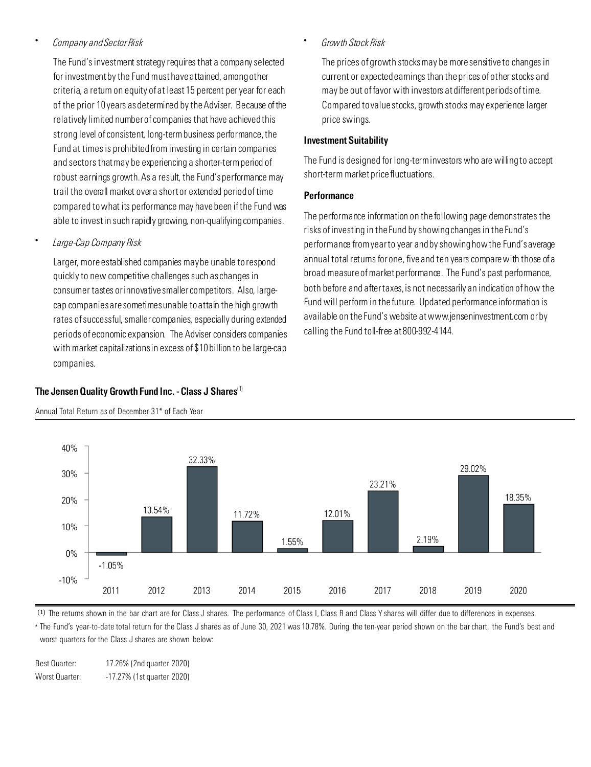- *Company and Sector Risk*

  The Fund's investment strategy requires that a company selected for investment by the Fund must have attained, among other criteria, a return on equity of at least 15 percent per year for each of the prior 10 years as determined by the Adviser. Because of the relatively limited number of companies that have achieved this strong level of consistent, long-term business performance, the Fund at times is prohibited from investing in certain companies and sectors that may be experiencing a shorter-term period of robust earnings growth. As a result, the Fund's performance may trail the overall market over a short or extended period of time compared to what its performance may have been if the Fund was able to invest in such rapidly growing, non-qualifying companies.

- *Large-Cap Company Risk*

  Larger, more established companies may be unable to respond quickly to new competitive challenges such as changes in consumer tastes or innovative smaller competitors. Also, large-cap companies are sometimes unable to attain the high growth rates of successful, smaller companies, especially during extended periods of economic expansion. The Adviser considers companies with market capitalizations in excess of $10 billion to be large-cap companies.

- *Growth Stock Risk*

  The prices of growth stocks may be more sensitive to changes in current or expected earnings than the prices of other stocks and may be out of favor with investors at different periods of time. Compared to value stocks, growth stocks may experience larger price swings.

**Investment Suitability**

The Fund is designed for long-term investors who are willing to accept short-term market price fluctuations.

**Performance**

The performance information on the following page demonstrates the risks of investing in the Fund by showing changes in the Fund's performance from year to year and by showing how the Fund's average annual total returns for one, five and ten years compare with those of a broad measure of market performance. The Fund's past performance, both before and after taxes, is not necessarily an indication of how the Fund will perform in the future. Updated performance information is available on the Fund's website at www.jenseninvestment.com or by calling the Fund toll-free at 800-992-4144.

**The Jensen Quality Growth Fund Inc. - Class J Shares**[1]

Annual Total Return as of December 31* of Each Year

| Year | Return |
|---|---|
| 2011 | -1.05% |
| 2012 | 13.54% |
| 2013 | 32.33% |
| 2014 | 11.72% |
| 2015 | 1.55% |
| 2016 | 12.01% |
| 2017 | 23.21% |
| 2018 | 2.19% |
| 2019 | 29.02% |
| 2020 | 18.35% |

(1) The returns shown in the bar chart are for Class J shares. The performance of Class I, Class R and Class Y shares will differ due to differences in expenses.

* The Fund's year-to-date total return for the Class J shares as of June 30, 2021 was 10.78%. During the ten-year period shown on the bar chart, the Fund's best and worst quarters for the Class J shares are shown below:

| | |
|---|---|
| Best Quarter: | 17.26% (2nd quarter 2020) |
| Worst Quarter: | -17.27% (1st quarter 2020) |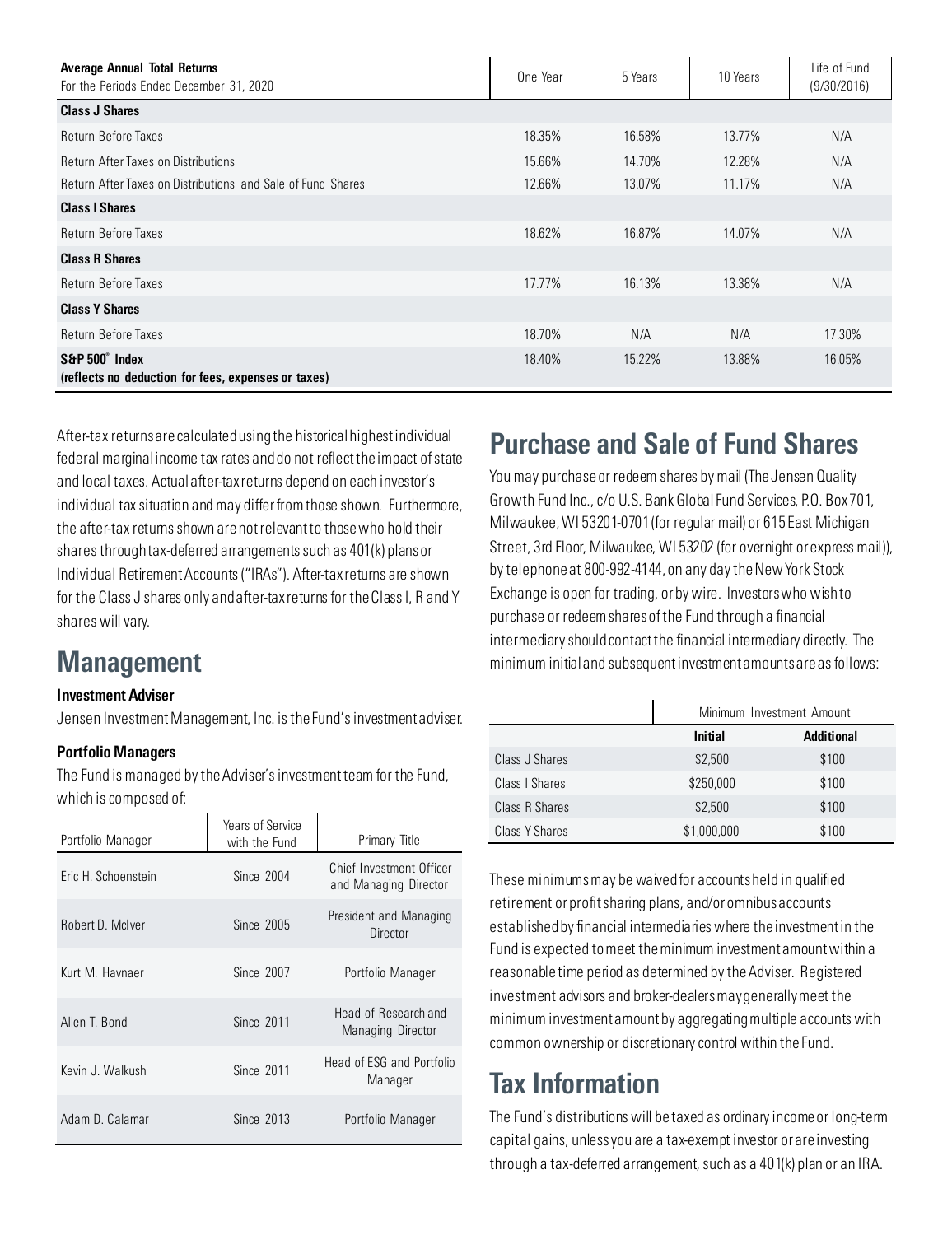| **Average Annual Total Returns** For the Periods Ended December 31, 2020 | One Year | 5 Years | 10 Years | Life of Fund (9/30/2016) |
|---|---|---|---|---|
| **Class J Shares** | | | | |
| Return Before Taxes | 18.35% | 16.58% | 13.77% | N/A |
| Return After Taxes on Distributions | 15.66% | 14.70% | 12.28% | N/A |
| Return After Taxes on Distributions and Sale of Fund Shares | 12.66% | 13.07% | 11.17% | N/A |
| **Class I Shares** | | | | |
| Return Before Taxes | 18.62% | 16.87% | 14.07% | N/A |
| **Class R Shares** | | | | |
| Return Before Taxes | 17.77% | 16.13% | 13.38% | N/A |
| **Class Y Shares** | | | | |
| Return Before Taxes | 18.70% | N/A | N/A | 17.30% |
| **S&P 500® Index (reflects no deduction for fees, expenses or taxes)** | 18.40% | 15.22% | 13.88% | 16.05% |

After-tax returns are calculated using the historical highest individual federal marginal income tax rates and do not reflect the impact of state and local taxes. Actual after-tax returns depend on each investor's individual tax situation and may differ from those shown. Furthermore, the after-tax returns shown are not relevant to those who hold their shares through tax-deferred arrangements such as 401(k) plans or Individual Retirement Accounts ("IRAs"). After-tax returns are shown for the Class J shares only and after-tax returns for the Class I, R and Y shares will vary.

## Management

**Investment Adviser**

Jensen Investment Management, Inc. is the Fund's investment adviser.

**Portfolio Managers**

The Fund is managed by the Adviser's investment team for the Fund, which is composed of:

| Portfolio Manager | Years of Service with the Fund | Primary Title |
|---|---|---|
| Eric H. Schoenstein | Since 2004 | Chief Investment Officer and Managing Director |
| Robert D. McIver | Since 2005 | President and Managing Director |
| Kurt M. Havnaer | Since 2007 | Portfolio Manager |
| Allen T. Bond | Since 2011 | Head of Research and Managing Director |
| Kevin J. Walkush | Since 2011 | Head of ESG and Portfolio Manager |
| Adam D. Calamar | Since 2013 | Portfolio Manager |

## Purchase and Sale of Fund Shares

You may purchase or redeem shares by mail (The Jensen Quality Growth Fund Inc., c/o U.S. Bank Global Fund Services, P.O. Box 701, Milwaukee, WI 53201-0701 (for regular mail) or 615 East Michigan Street, 3rd Floor, Milwaukee, WI 53202 (for overnight or express mail)), by telephone at 800-992-4144, on any day the New York Stock Exchange is open for trading, or by wire. Investors who wish to purchase or redeem shares of the Fund through a financial intermediary should contact the financial intermediary directly. The minimum initial and subsequent investment amounts are as follows:

| | Minimum Investment Amount | |
|---|---|---|
| | **Initial** | **Additional** |
| Class J Shares | $2,500 | $100 |
| Class I Shares | $250,000 | $100 |
| Class R Shares | $2,500 | $100 |
| Class Y Shares | $1,000,000 | $100 |

These minimums may be waived for accounts held in qualified retirement or profit sharing plans, and/or omnibus accounts established by financial intermediaries where the investment in the Fund is expected to meet the minimum investment amount within a reasonable time period as determined by the Adviser. Registered investment advisors and broker-dealers may generally meet the minimum investment amount by aggregating multiple accounts with common ownership or discretionary control within the Fund.

## Tax Information

The Fund's distributions will be taxed as ordinary income or long-term capital gains, unless you are a tax-exempt investor or are investing through a tax-deferred arrangement, such as a 401(k) plan or an IRA.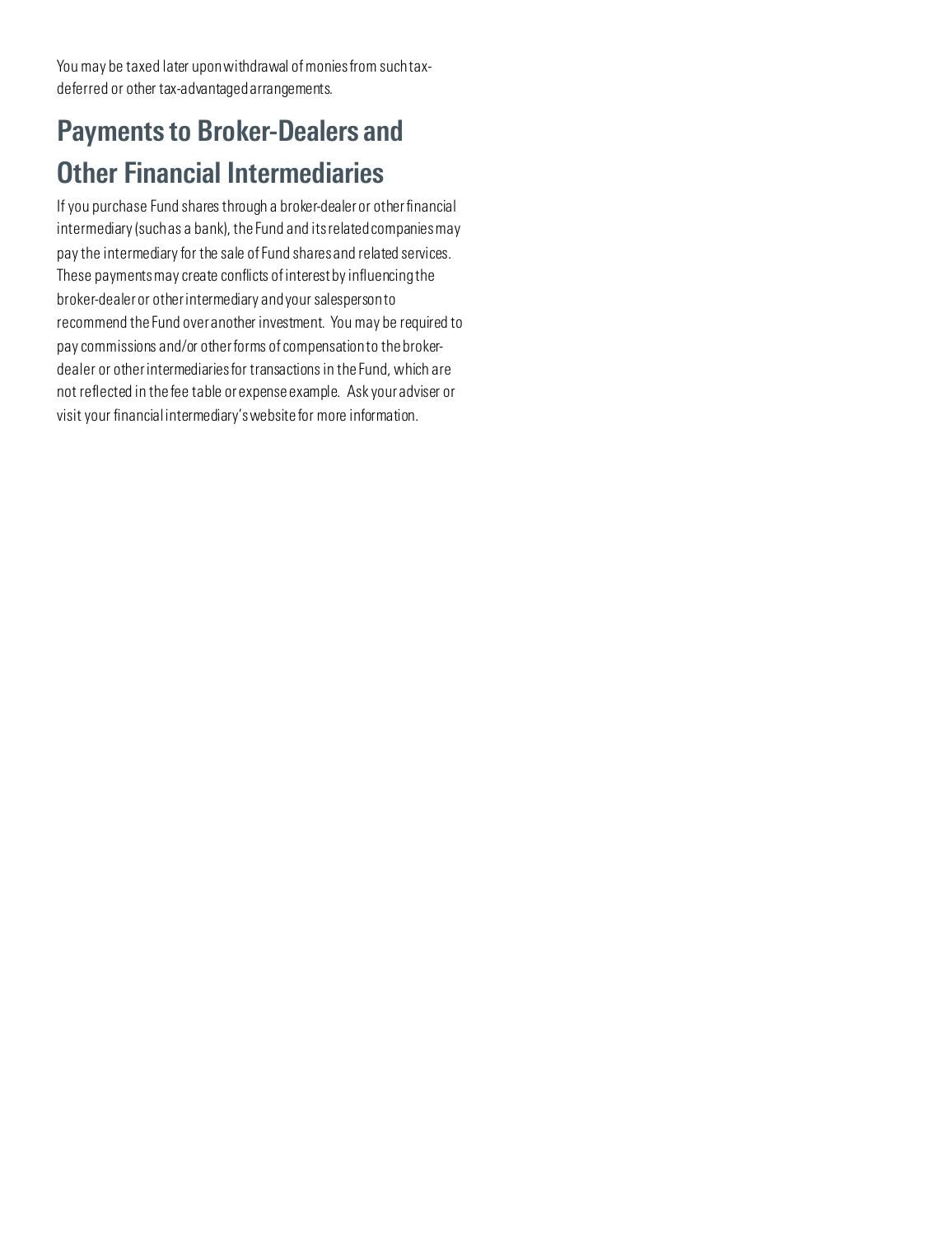You may be taxed later upon withdrawal of monies from such tax-deferred or other tax-advantaged arrangements.

## Payments to Broker-Dealers and Other Financial Intermediaries

If you purchase Fund shares through a broker-dealer or other financial intermediary (such as a bank), the Fund and its related companies may pay the intermediary for the sale of Fund shares and related services. These payments may create conflicts of interest by influencing the broker-dealer or other intermediary and your salesperson to recommend the Fund over another investment. You may be required to pay commissions and/or other forms of compensation to the broker-dealer or other intermediaries for transactions in the Fund, which are not reflected in the fee table or expense example. Ask your adviser or visit your financial intermediary's website for more information.